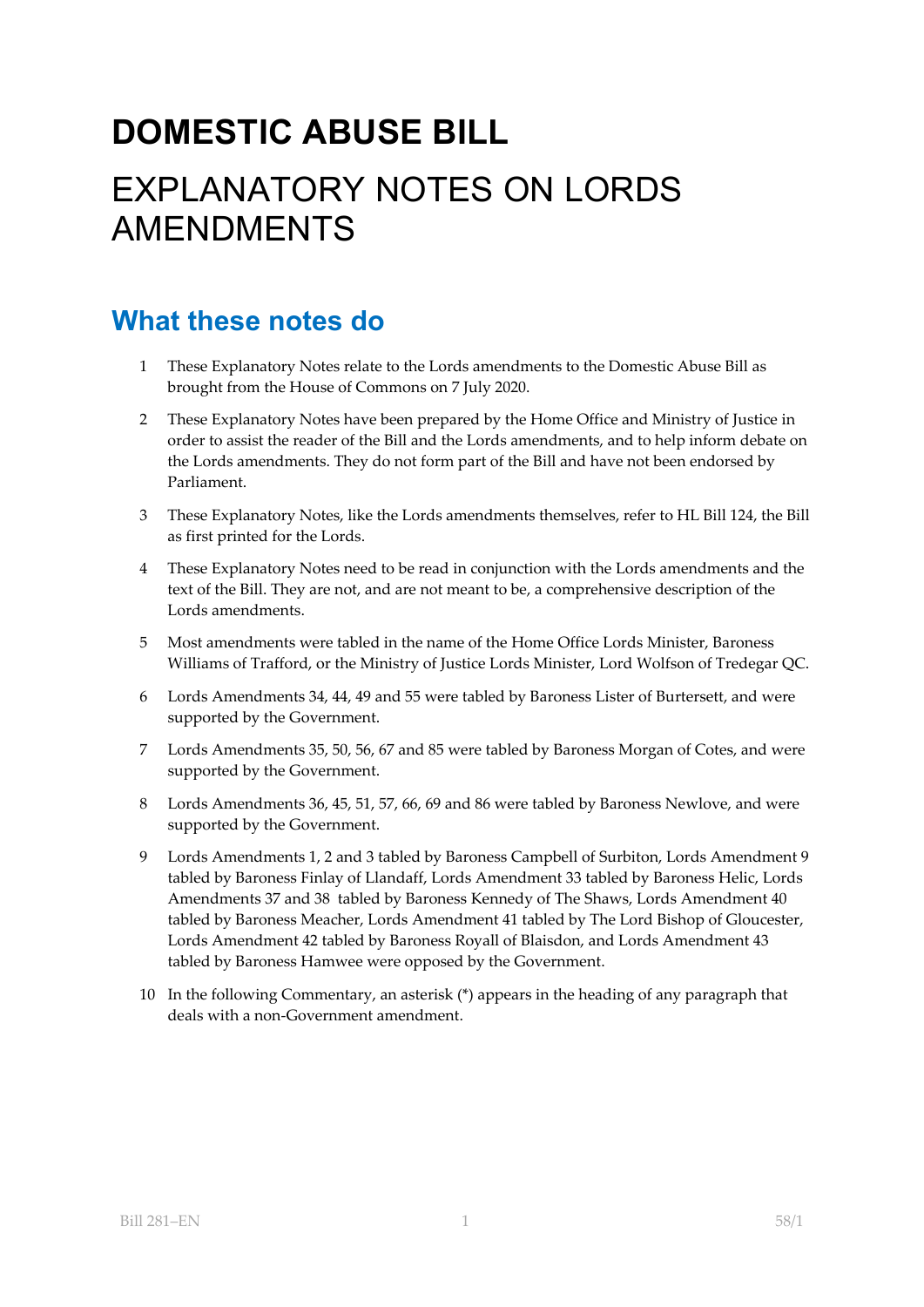# DOMESTIC ABUSE BILL

# EXPLANATORY NOTES ON LORDS AMENDMENTS

## What these notes do

1. These Explanatory Notes relate to the Lords amendments to the Domestic Abuse Bill as brought from the House of Commons on 7 July 2020.

2. These Explanatory Notes have been prepared by the Home Office and Ministry of Justice in order to assist the reader of the Bill and the Lords amendments, and to help inform debate on the Lords amendments. They do not form part of the Bill and have not been endorsed by Parliament.

3. These Explanatory Notes, like the Lords amendments themselves, refer to HL Bill 124, the Bill as first printed for the Lords.

4. These Explanatory Notes need to be read in conjunction with the Lords amendments and the text of the Bill. They are not, and are not meant to be, a comprehensive description of the Lords amendments.

5. Most amendments were tabled in the name of the Home Office Lords Minister, Baroness Williams of Trafford, or the Ministry of Justice Lords Minister, Lord Wolfson of Tredegar QC.

6. Lords Amendments 34, 44, 49 and 55 were tabled by Baroness Lister of Burtersett, and were supported by the Government.

7. Lords Amendments 35, 50, 56, 67 and 85 were tabled by Baroness Morgan of Cotes, and were supported by the Government.

8. Lords Amendments 36, 45, 51, 57, 66, 69 and 86 were tabled by Baroness Newlove, and were supported by the Government.

9. Lords Amendments 1, 2 and 3 tabled by Baroness Campbell of Surbiton, Lords Amendment 9 tabled by Baroness Finlay of Llandaff, Lords Amendment 33 tabled by Baroness Helic, Lords Amendments 37 and 38 tabled by Baroness Kennedy of The Shaws, Lords Amendment 40 tabled by Baroness Meacher, Lords Amendment 41 tabled by The Lord Bishop of Gloucester, Lords Amendment 42 tabled by Baroness Royall of Blaisdon, and Lords Amendment 43 tabled by Baroness Hamwee were opposed by the Government.

10. In the following Commentary, an asterisk (*) appears in the heading of any paragraph that deals with a non-Government amendment.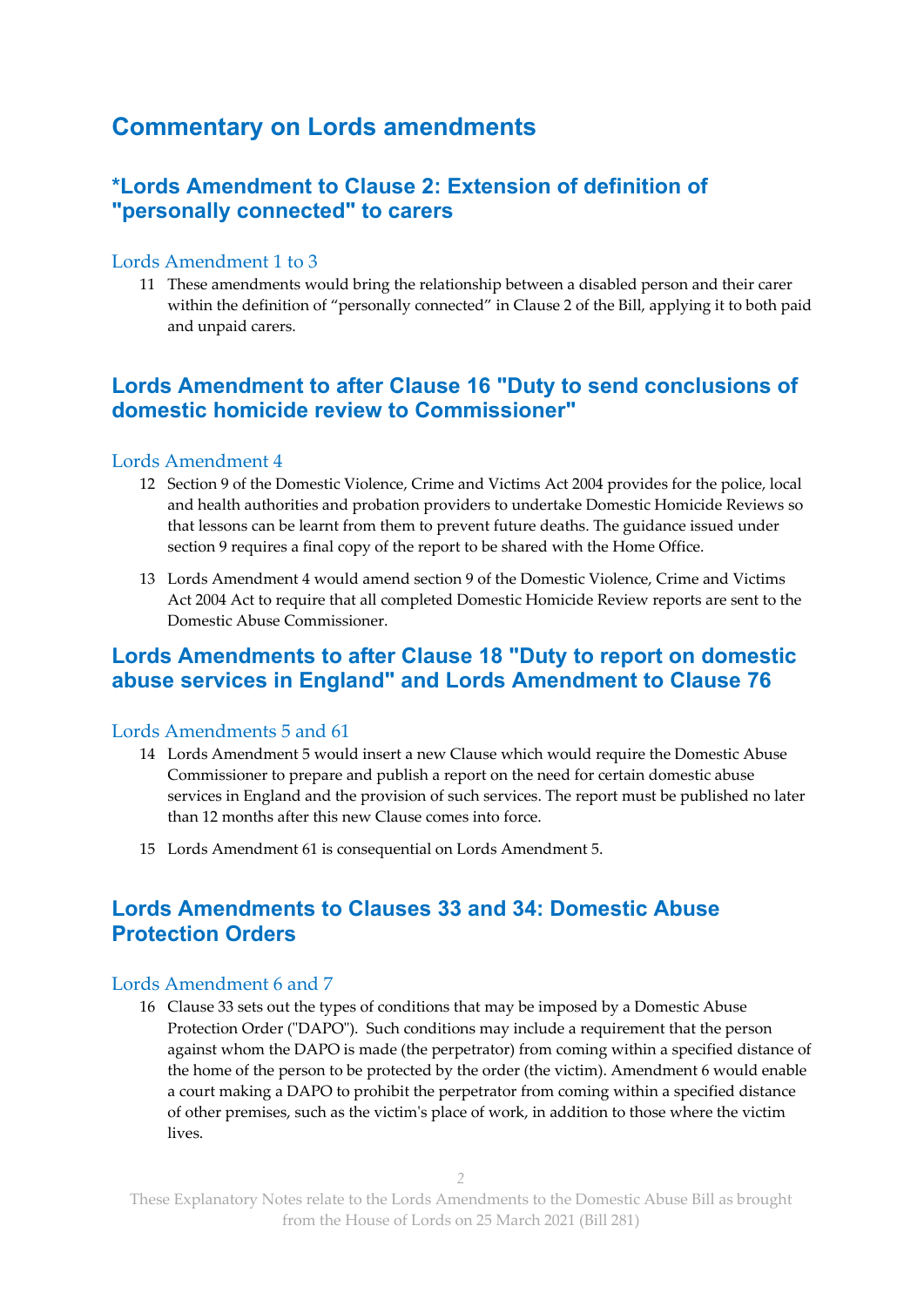# Commentary on Lords amendments

## *Lords Amendment to Clause 2: Extension of definition of "personally connected" to carers

### Lords Amendment 1 to 3

11 These amendments would bring the relationship between a disabled person and their carer within the definition of "personally connected" in Clause 2 of the Bill, applying it to both paid and unpaid carers.

## Lords Amendment to after Clause 16 "Duty to send conclusions of domestic homicide review to Commissioner"

### Lords Amendment 4

12 Section 9 of the Domestic Violence, Crime and Victims Act 2004 provides for the police, local and health authorities and probation providers to undertake Domestic Homicide Reviews so that lessons can be learnt from them to prevent future deaths. The guidance issued under section 9 requires a final copy of the report to be shared with the Home Office.

13 Lords Amendment 4 would amend section 9 of the Domestic Violence, Crime and Victims Act 2004 Act to require that all completed Domestic Homicide Review reports are sent to the Domestic Abuse Commissioner.

## Lords Amendments to after Clause 18 "Duty to report on domestic abuse services in England" and Lords Amendment to Clause 76

### Lords Amendments 5 and 61

14 Lords Amendment 5 would insert a new Clause which would require the Domestic Abuse Commissioner to prepare and publish a report on the need for certain domestic abuse services in England and the provision of such services. The report must be published no later than 12 months after this new Clause comes into force.

15 Lords Amendment 61 is consequential on Lords Amendment 5.

## Lords Amendments to Clauses 33 and 34: Domestic Abuse Protection Orders

### Lords Amendment 6 and 7

16 Clause 33 sets out the types of conditions that may be imposed by a Domestic Abuse Protection Order ("DAPO"). Such conditions may include a requirement that the person against whom the DAPO is made (the perpetrator) from coming within a specified distance of the home of the person to be protected by the order (the victim). Amendment 6 would enable a court making a DAPO to prohibit the perpetrator from coming within a specified distance of other premises, such as the victim's place of work, in addition to those where the victim lives.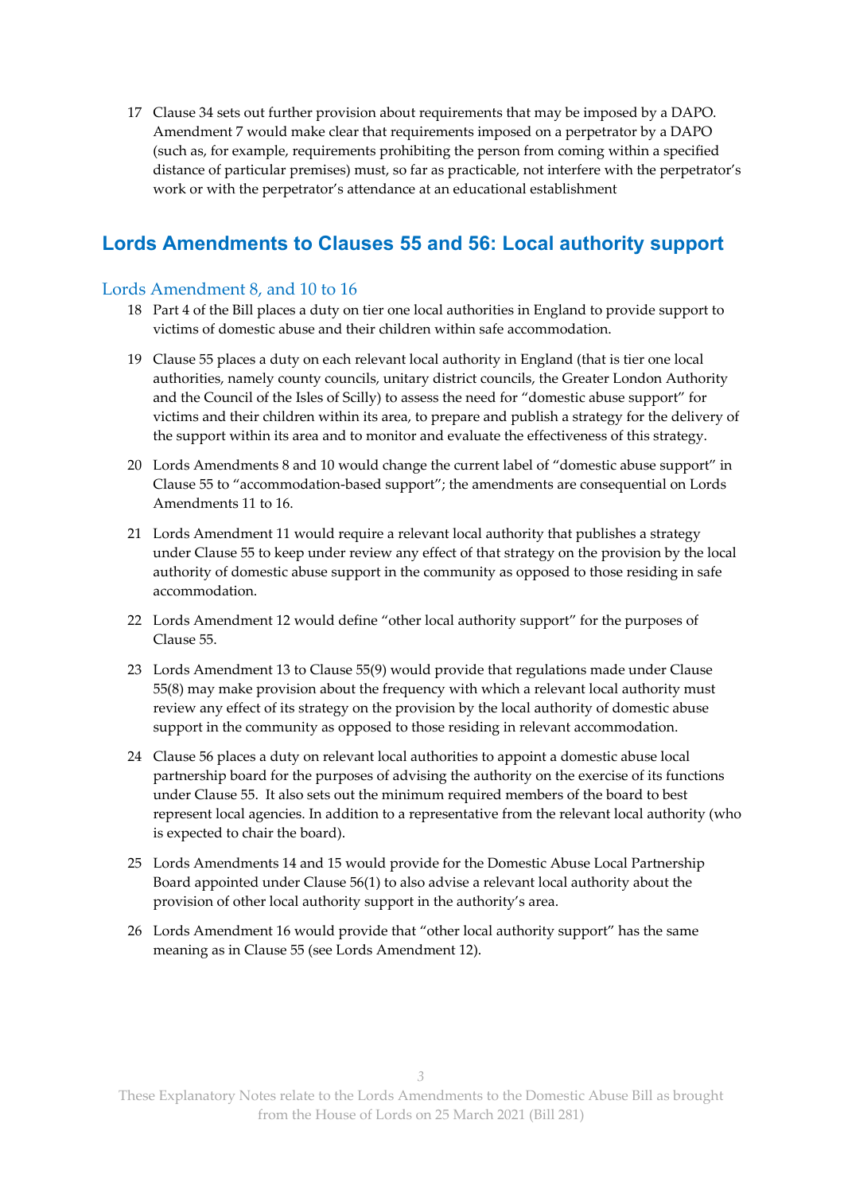17 Clause 34 sets out further provision about requirements that may be imposed by a DAPO. Amendment 7 would make clear that requirements imposed on a perpetrator by a DAPO (such as, for example, requirements prohibiting the person from coming within a specified distance of particular premises) must, so far as practicable, not interfere with the perpetrator's work or with the perpetrator's attendance at an educational establishment

## Lords Amendments to Clauses 55 and 56: Local authority support

### Lords Amendment 8, and 10 to 16

18 Part 4 of the Bill places a duty on tier one local authorities in England to provide support to victims of domestic abuse and their children within safe accommodation.

19 Clause 55 places a duty on each relevant local authority in England (that is tier one local authorities, namely county councils, unitary district councils, the Greater London Authority and the Council of the Isles of Scilly) to assess the need for "domestic abuse support" for victims and their children within its area, to prepare and publish a strategy for the delivery of the support within its area and to monitor and evaluate the effectiveness of this strategy.

20 Lords Amendments 8 and 10 would change the current label of "domestic abuse support" in Clause 55 to "accommodation-based support"; the amendments are consequential on Lords Amendments 11 to 16.

21 Lords Amendment 11 would require a relevant local authority that publishes a strategy under Clause 55 to keep under review any effect of that strategy on the provision by the local authority of domestic abuse support in the community as opposed to those residing in safe accommodation.

22 Lords Amendment 12 would define "other local authority support" for the purposes of Clause 55.

23 Lords Amendment 13 to Clause 55(9) would provide that regulations made under Clause 55(8) may make provision about the frequency with which a relevant local authority must review any effect of its strategy on the provision by the local authority of domestic abuse support in the community as opposed to those residing in relevant accommodation.

24 Clause 56 places a duty on relevant local authorities to appoint a domestic abuse local partnership board for the purposes of advising the authority on the exercise of its functions under Clause 55. It also sets out the minimum required members of the board to best represent local agencies. In addition to a representative from the relevant local authority (who is expected to chair the board).

25 Lords Amendments 14 and 15 would provide for the Domestic Abuse Local Partnership Board appointed under Clause 56(1) to also advise a relevant local authority about the provision of other local authority support in the authority's area.

26 Lords Amendment 16 would provide that "other local authority support" has the same meaning as in Clause 55 (see Lords Amendment 12).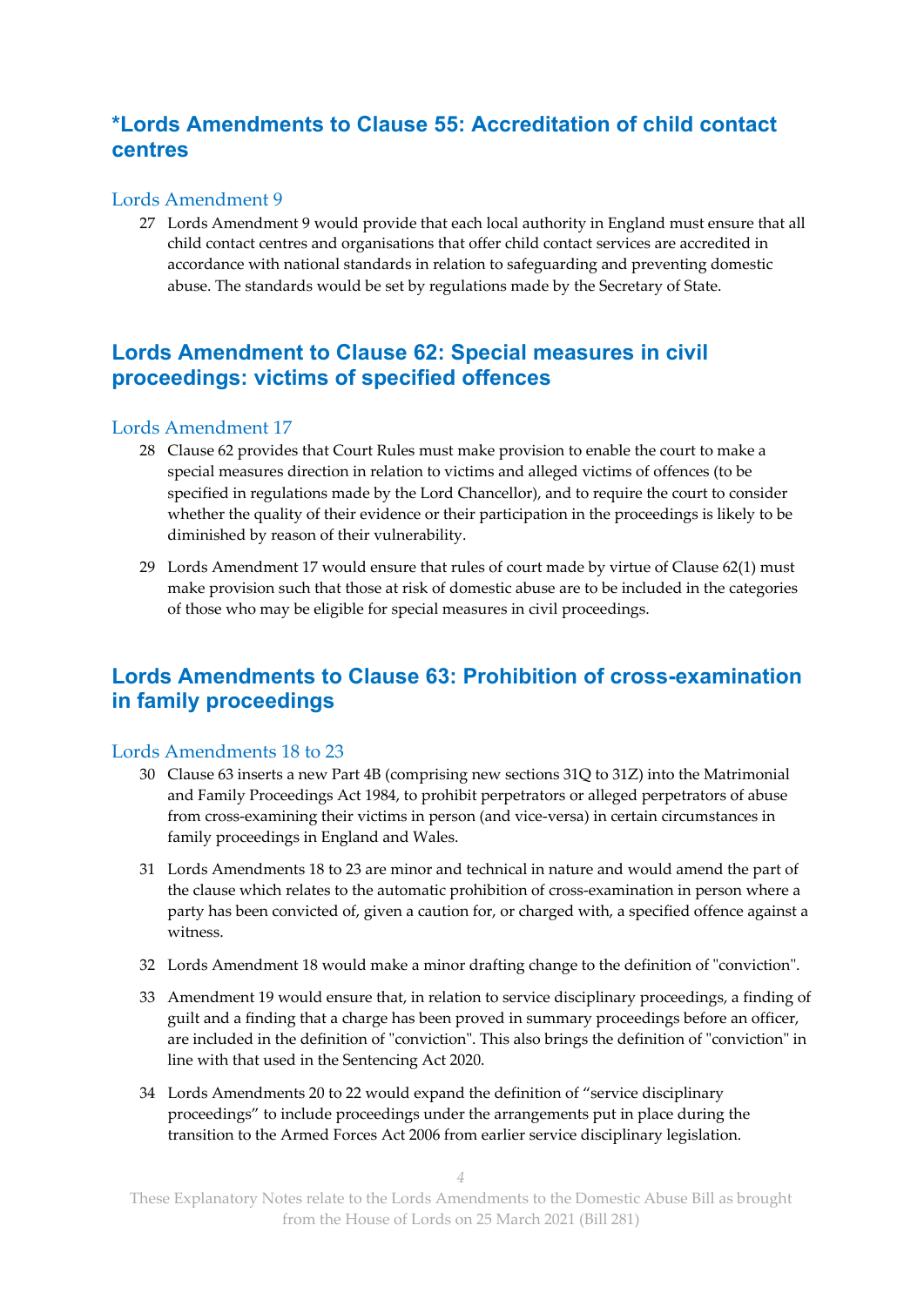## *Lords Amendments to Clause 55: Accreditation of child contact centres

### Lords Amendment 9

27 Lords Amendment 9 would provide that each local authority in England must ensure that all child contact centres and organisations that offer child contact services are accredited in accordance with national standards in relation to safeguarding and preventing domestic abuse. The standards would be set by regulations made by the Secretary of State.

## Lords Amendment to Clause 62: Special measures in civil proceedings: victims of specified offences

### Lords Amendment 17

28 Clause 62 provides that Court Rules must make provision to enable the court to make a special measures direction in relation to victims and alleged victims of offences (to be specified in regulations made by the Lord Chancellor), and to require the court to consider whether the quality of their evidence or their participation in the proceedings is likely to be diminished by reason of their vulnerability.

29 Lords Amendment 17 would ensure that rules of court made by virtue of Clause 62(1) must make provision such that those at risk of domestic abuse are to be included in the categories of those who may be eligible for special measures in civil proceedings.

## Lords Amendments to Clause 63: Prohibition of cross-examination in family proceedings

### Lords Amendments 18 to 23

30 Clause 63 inserts a new Part 4B (comprising new sections 31Q to 31Z) into the Matrimonial and Family Proceedings Act 1984, to prohibit perpetrators or alleged perpetrators of abuse from cross-examining their victims in person (and vice-versa) in certain circumstances in family proceedings in England and Wales.

31 Lords Amendments 18 to 23 are minor and technical in nature and would amend the part of the clause which relates to the automatic prohibition of cross-examination in person where a party has been convicted of, given a caution for, or charged with, a specified offence against a witness.

32 Lords Amendment 18 would make a minor drafting change to the definition of "conviction".

33 Amendment 19 would ensure that, in relation to service disciplinary proceedings, a finding of guilt and a finding that a charge has been proved in summary proceedings before an officer, are included in the definition of "conviction". This also brings the definition of "conviction" in line with that used in the Sentencing Act 2020.

34 Lords Amendments 20 to 22 would expand the definition of "service disciplinary proceedings" to include proceedings under the arrangements put in place during the transition to the Armed Forces Act 2006 from earlier service disciplinary legislation.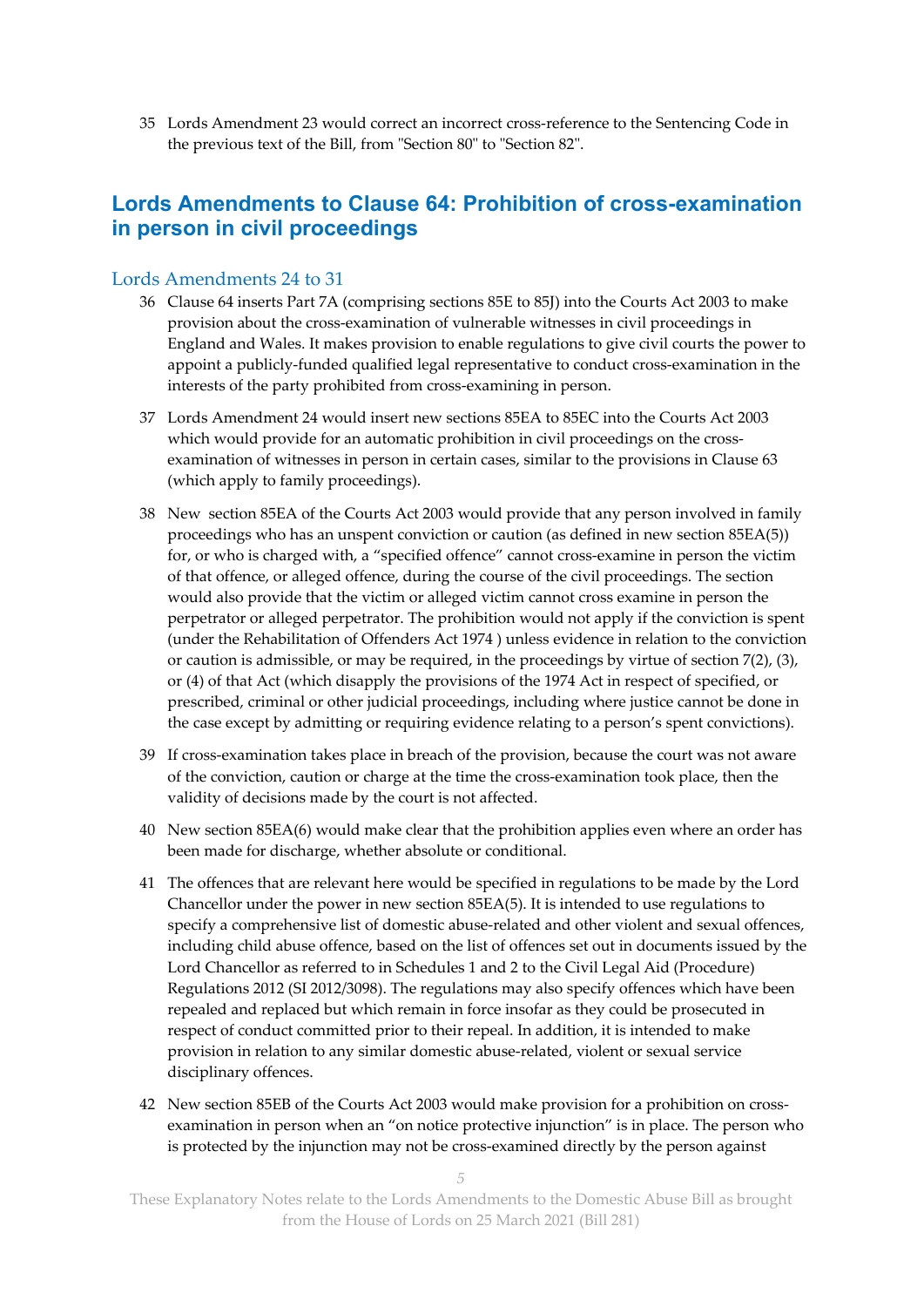35 Lords Amendment 23 would correct an incorrect cross-reference to the Sentencing Code in the previous text of the Bill, from "Section 80" to "Section 82".

## Lords Amendments to Clause 64: Prohibition of cross-examination in person in civil proceedings

### Lords Amendments 24 to 31

36 Clause 64 inserts Part 7A (comprising sections 85E to 85J) into the Courts Act 2003 to make provision about the cross-examination of vulnerable witnesses in civil proceedings in England and Wales. It makes provision to enable regulations to give civil courts the power to appoint a publicly-funded qualified legal representative to conduct cross-examination in the interests of the party prohibited from cross-examining in person.

37 Lords Amendment 24 would insert new sections 85EA to 85EC into the Courts Act 2003 which would provide for an automatic prohibition in civil proceedings on the cross-examination of witnesses in person in certain cases, similar to the provisions in Clause 63 (which apply to family proceedings).

38 New section 85EA of the Courts Act 2003 would provide that any person involved in family proceedings who has an unspent conviction or caution (as defined in new section 85EA(5)) for, or who is charged with, a "specified offence" cannot cross-examine in person the victim of that offence, or alleged offence, during the course of the civil proceedings. The section would also provide that the victim or alleged victim cannot cross examine in person the perpetrator or alleged perpetrator. The prohibition would not apply if the conviction is spent (under the Rehabilitation of Offenders Act 1974 ) unless evidence in relation to the conviction or caution is admissible, or may be required, in the proceedings by virtue of section 7(2), (3), or (4) of that Act (which disapply the provisions of the 1974 Act in respect of specified, or prescribed, criminal or other judicial proceedings, including where justice cannot be done in the case except by admitting or requiring evidence relating to a person's spent convictions).

39 If cross-examination takes place in breach of the provision, because the court was not aware of the conviction, caution or charge at the time the cross-examination took place, then the validity of decisions made by the court is not affected.

40 New section 85EA(6) would make clear that the prohibition applies even where an order has been made for discharge, whether absolute or conditional.

41 The offences that are relevant here would be specified in regulations to be made by the Lord Chancellor under the power in new section 85EA(5). It is intended to use regulations to specify a comprehensive list of domestic abuse-related and other violent and sexual offences, including child abuse offence, based on the list of offences set out in documents issued by the Lord Chancellor as referred to in Schedules 1 and 2 to the Civil Legal Aid (Procedure) Regulations 2012 (SI 2012/3098). The regulations may also specify offences which have been repealed and replaced but which remain in force insofar as they could be prosecuted in respect of conduct committed prior to their repeal. In addition, it is intended to make provision in relation to any similar domestic abuse-related, violent or sexual service disciplinary offences.

42 New section 85EB of the Courts Act 2003 would make provision for a prohibition on cross-examination in person when an "on notice protective injunction" is in place. The person who is protected by the injunction may not be cross-examined directly by the person against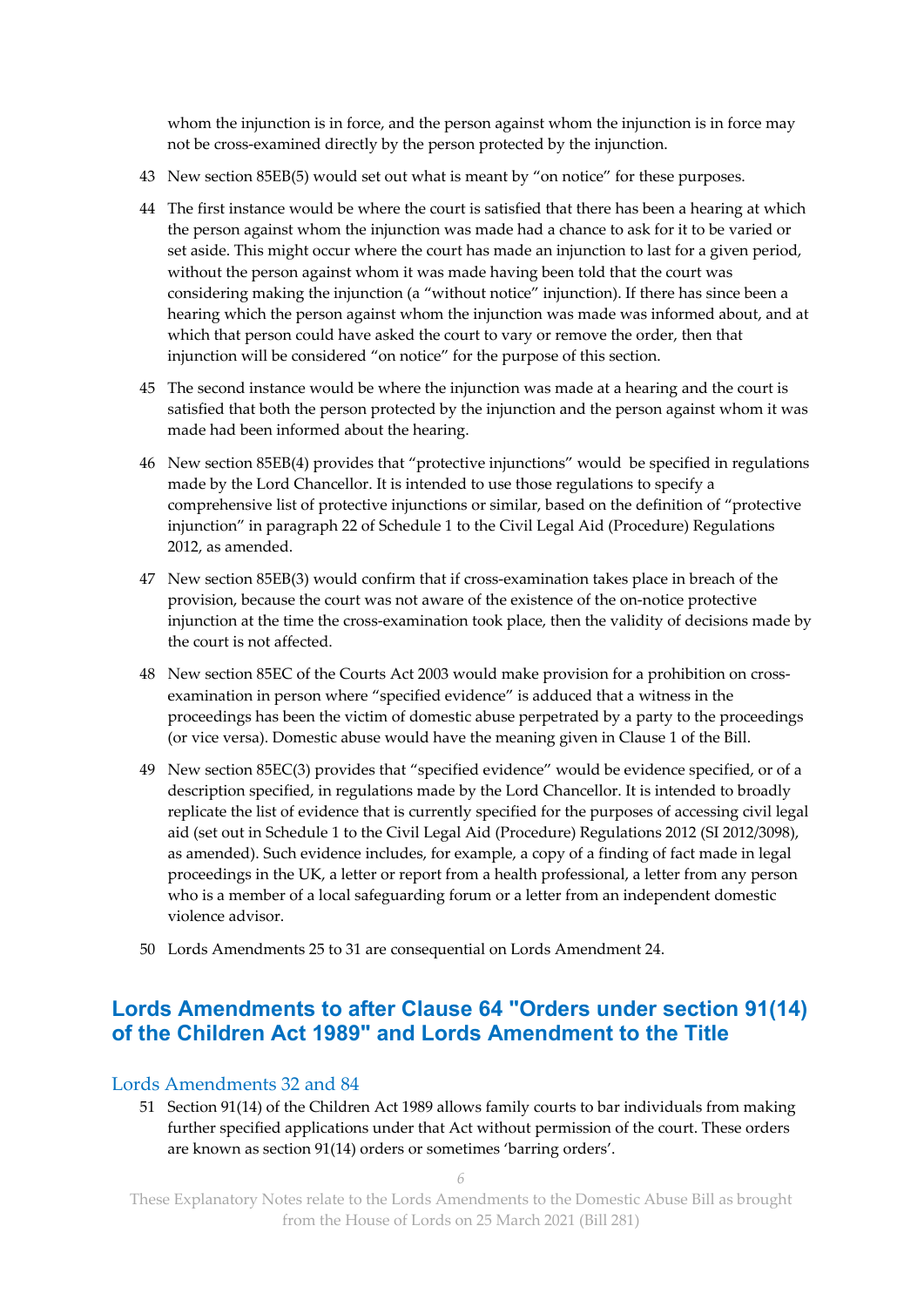whom the injunction is in force, and the person against whom the injunction is in force may not be cross-examined directly by the person protected by the injunction.

43 New section 85EB(5) would set out what is meant by "on notice" for these purposes.

44 The first instance would be where the court is satisfied that there has been a hearing at which the person against whom the injunction was made had a chance to ask for it to be varied or set aside. This might occur where the court has made an injunction to last for a given period, without the person against whom it was made having been told that the court was considering making the injunction (a "without notice" injunction). If there has since been a hearing which the person against whom the injunction was made was informed about, and at which that person could have asked the court to vary or remove the order, then that injunction will be considered "on notice" for the purpose of this section.

45 The second instance would be where the injunction was made at a hearing and the court is satisfied that both the person protected by the injunction and the person against whom it was made had been informed about the hearing.

46 New section 85EB(4) provides that "protective injunctions" would be specified in regulations made by the Lord Chancellor. It is intended to use those regulations to specify a comprehensive list of protective injunctions or similar, based on the definition of "protective injunction" in paragraph 22 of Schedule 1 to the Civil Legal Aid (Procedure) Regulations 2012, as amended.

47 New section 85EB(3) would confirm that if cross-examination takes place in breach of the provision, because the court was not aware of the existence of the on-notice protective injunction at the time the cross-examination took place, then the validity of decisions made by the court is not affected.

48 New section 85EC of the Courts Act 2003 would make provision for a prohibition on cross-examination in person where "specified evidence" is adduced that a witness in the proceedings has been the victim of domestic abuse perpetrated by a party to the proceedings (or vice versa). Domestic abuse would have the meaning given in Clause 1 of the Bill.

49 New section 85EC(3) provides that "specified evidence" would be evidence specified, or of a description specified, in regulations made by the Lord Chancellor. It is intended to broadly replicate the list of evidence that is currently specified for the purposes of accessing civil legal aid (set out in Schedule 1 to the Civil Legal Aid (Procedure) Regulations 2012 (SI 2012/3098), as amended). Such evidence includes, for example, a copy of a finding of fact made in legal proceedings in the UK, a letter or report from a health professional, a letter from any person who is a member of a local safeguarding forum or a letter from an independent domestic violence advisor.

50 Lords Amendments 25 to 31 are consequential on Lords Amendment 24.

## Lords Amendments to after Clause 64 "Orders under section 91(14) of the Children Act 1989" and Lords Amendment to the Title

### Lords Amendments 32 and 84

51 Section 91(14) of the Children Act 1989 allows family courts to bar individuals from making further specified applications under that Act without permission of the court. These orders are known as section 91(14) orders or sometimes 'barring orders'.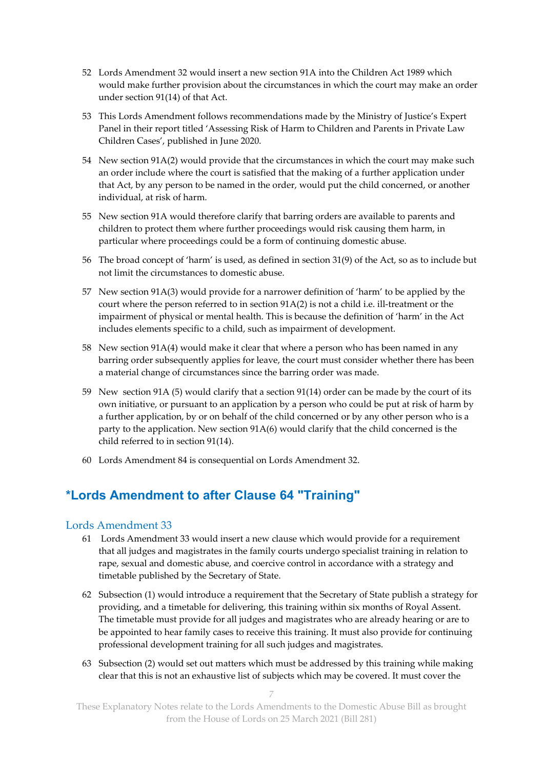52 Lords Amendment 32 would insert a new section 91A into the Children Act 1989 which would make further provision about the circumstances in which the court may make an order under section 91(14) of that Act.

53 This Lords Amendment follows recommendations made by the Ministry of Justice's Expert Panel in their report titled 'Assessing Risk of Harm to Children and Parents in Private Law Children Cases', published in June 2020.

54 New section 91A(2) would provide that the circumstances in which the court may make such an order include where the court is satisfied that the making of a further application under that Act, by any person to be named in the order, would put the child concerned, or another individual, at risk of harm.

55 New section 91A would therefore clarify that barring orders are available to parents and children to protect them where further proceedings would risk causing them harm, in particular where proceedings could be a form of continuing domestic abuse.

56 The broad concept of 'harm' is used, as defined in section 31(9) of the Act, so as to include but not limit the circumstances to domestic abuse.

57 New section 91A(3) would provide for a narrower definition of 'harm' to be applied by the court where the person referred to in section 91A(2) is not a child i.e. ill-treatment or the impairment of physical or mental health. This is because the definition of 'harm' in the Act includes elements specific to a child, such as impairment of development.

58 New section 91A(4) would make it clear that where a person who has been named in any barring order subsequently applies for leave, the court must consider whether there has been a material change of circumstances since the barring order was made.

59 New section 91A (5) would clarify that a section 91(14) order can be made by the court of its own initiative, or pursuant to an application by a person who could be put at risk of harm by a further application, by or on behalf of the child concerned or by any other person who is a party to the application. New section 91A(6) would clarify that the child concerned is the child referred to in section 91(14).

60 Lords Amendment 84 is consequential on Lords Amendment 32.

## *Lords Amendment to after Clause 64 "Training"

### Lords Amendment 33

61 Lords Amendment 33 would insert a new clause which would provide for a requirement that all judges and magistrates in the family courts undergo specialist training in relation to rape, sexual and domestic abuse, and coercive control in accordance with a strategy and timetable published by the Secretary of State.

62 Subsection (1) would introduce a requirement that the Secretary of State publish a strategy for providing, and a timetable for delivering, this training within six months of Royal Assent. The timetable must provide for all judges and magistrates who are already hearing or are to be appointed to hear family cases to receive this training. It must also provide for continuing professional development training for all such judges and magistrates.

63 Subsection (2) would set out matters which must be addressed by this training while making clear that this is not an exhaustive list of subjects which may be covered. It must cover the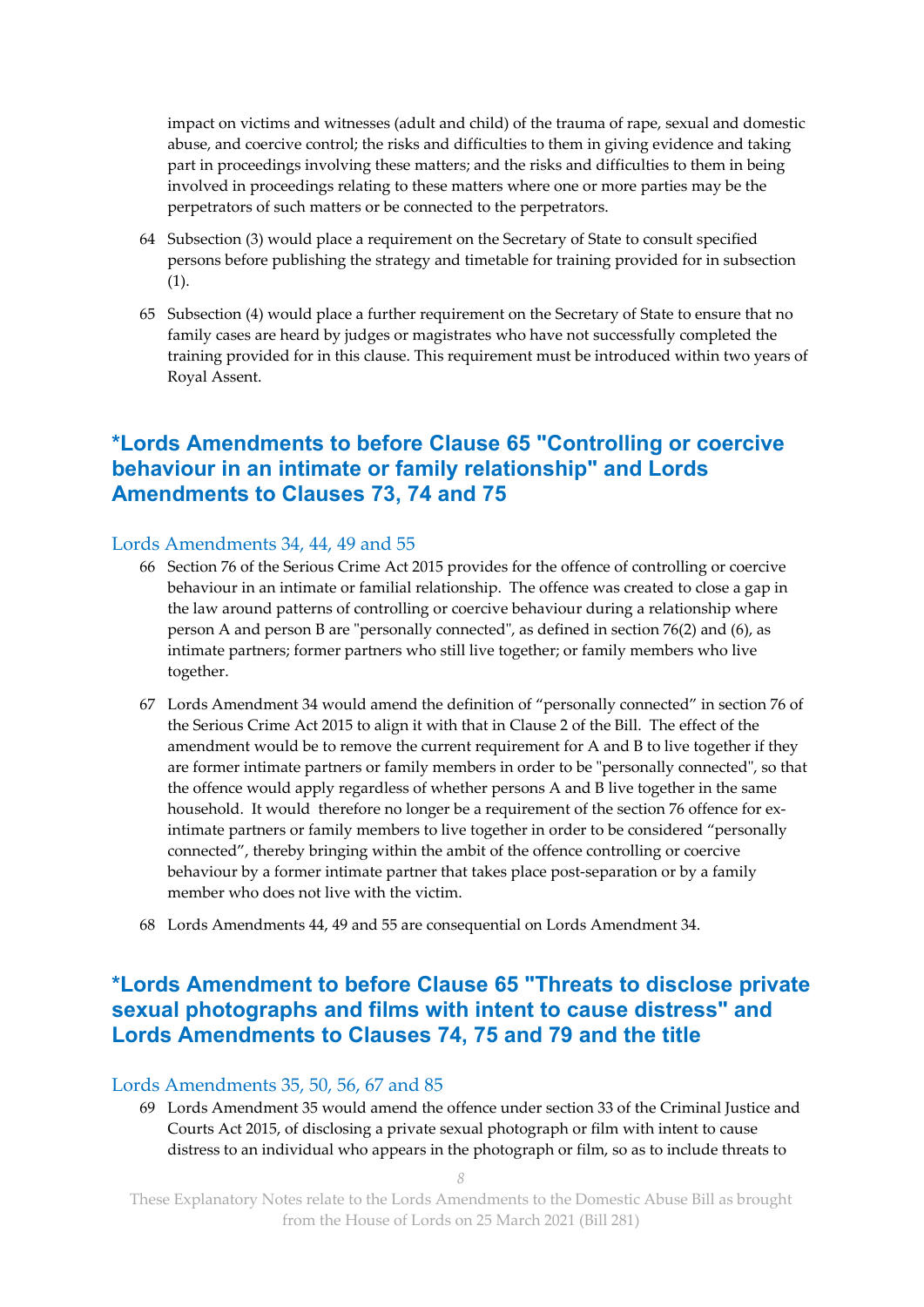impact on victims and witnesses (adult and child) of the trauma of rape, sexual and domestic abuse, and coercive control; the risks and difficulties to them in giving evidence and taking part in proceedings involving these matters; and the risks and difficulties to them in being involved in proceedings relating to these matters where one or more parties may be the perpetrators of such matters or be connected to the perpetrators.

64 Subsection (3) would place a requirement on the Secretary of State to consult specified persons before publishing the strategy and timetable for training provided for in subsection (1).

65 Subsection (4) would place a further requirement on the Secretary of State to ensure that no family cases are heard by judges or magistrates who have not successfully completed the training provided for in this clause. This requirement must be introduced within two years of Royal Assent.

## *Lords Amendments to before Clause 65 "Controlling or coercive behaviour in an intimate or family relationship" and Lords Amendments to Clauses 73, 74 and 75

### Lords Amendments 34, 44, 49 and 55

66 Section 76 of the Serious Crime Act 2015 provides for the offence of controlling or coercive behaviour in an intimate or familial relationship. The offence was created to close a gap in the law around patterns of controlling or coercive behaviour during a relationship where person A and person B are "personally connected", as defined in section 76(2) and (6), as intimate partners; former partners who still live together; or family members who live together.

67 Lords Amendment 34 would amend the definition of "personally connected" in section 76 of the Serious Crime Act 2015 to align it with that in Clause 2 of the Bill. The effect of the amendment would be to remove the current requirement for A and B to live together if they are former intimate partners or family members in order to be "personally connected", so that the offence would apply regardless of whether persons A and B live together in the same household. It would therefore no longer be a requirement of the section 76 offence for ex-intimate partners or family members to live together in order to be considered "personally connected", thereby bringing within the ambit of the offence controlling or coercive behaviour by a former intimate partner that takes place post-separation or by a family member who does not live with the victim.

68 Lords Amendments 44, 49 and 55 are consequential on Lords Amendment 34.

## *Lords Amendment to before Clause 65 "Threats to disclose private sexual photographs and films with intent to cause distress" and Lords Amendments to Clauses 74, 75 and 79 and the title

### Lords Amendments 35, 50, 56, 67 and 85

69 Lords Amendment 35 would amend the offence under section 33 of the Criminal Justice and Courts Act 2015, of disclosing a private sexual photograph or film with intent to cause distress to an individual who appears in the photograph or film, so as to include threats to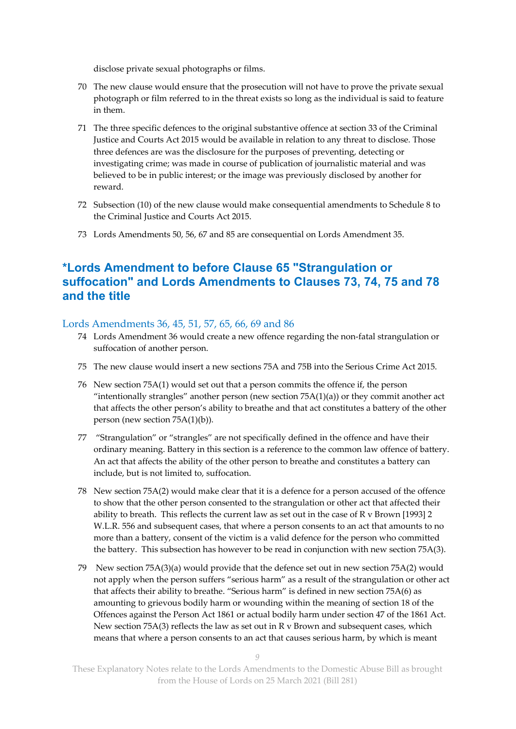disclose private sexual photographs or films.

70 The new clause would ensure that the prosecution will not have to prove the private sexual photograph or film referred to in the threat exists so long as the individual is said to feature in them.

71 The three specific defences to the original substantive offence at section 33 of the Criminal Justice and Courts Act 2015 would be available in relation to any threat to disclose. Those three defences are was the disclosure for the purposes of preventing, detecting or investigating crime; was made in course of publication of journalistic material and was believed to be in public interest; or the image was previously disclosed by another for reward.

72 Subsection (10) of the new clause would make consequential amendments to Schedule 8 to the Criminal Justice and Courts Act 2015.

73 Lords Amendments 50, 56, 67 and 85 are consequential on Lords Amendment 35.

## *Lords Amendment to before Clause 65 "Strangulation or suffocation" and Lords Amendments to Clauses 73, 74, 75 and 78 and the title

### Lords Amendments 36, 45, 51, 57, 65, 66, 69 and 86

74 Lords Amendment 36 would create a new offence regarding the non-fatal strangulation or suffocation of another person.

75 The new clause would insert a new sections 75A and 75B into the Serious Crime Act 2015.

76 New section 75A(1) would set out that a person commits the offence if, the person "intentionally strangles" another person (new section 75A(1)(a)) or they commit another act that affects the other person's ability to breathe and that act constitutes a battery of the other person (new section 75A(1)(b)).

77 "Strangulation" or "strangles" are not specifically defined in the offence and have their ordinary meaning. Battery in this section is a reference to the common law offence of battery. An act that affects the ability of the other person to breathe and constitutes a battery can include, but is not limited to, suffocation.

78 New section 75A(2) would make clear that it is a defence for a person accused of the offence to show that the other person consented to the strangulation or other act that affected their ability to breath. This reflects the current law as set out in the case of R v Brown [1993] 2 W.L.R. 556 and subsequent cases, that where a person consents to an act that amounts to no more than a battery, consent of the victim is a valid defence for the person who committed the battery. This subsection has however to be read in conjunction with new section 75A(3).

79 New section 75A(3)(a) would provide that the defence set out in new section 75A(2) would not apply when the person suffers "serious harm" as a result of the strangulation or other act that affects their ability to breathe. "Serious harm" is defined in new section 75A(6) as amounting to grievous bodily harm or wounding within the meaning of section 18 of the Offences against the Person Act 1861 or actual bodily harm under section 47 of the 1861 Act. New section 75A(3) reflects the law as set out in R v Brown and subsequent cases, which means that where a person consents to an act that causes serious harm, by which is meant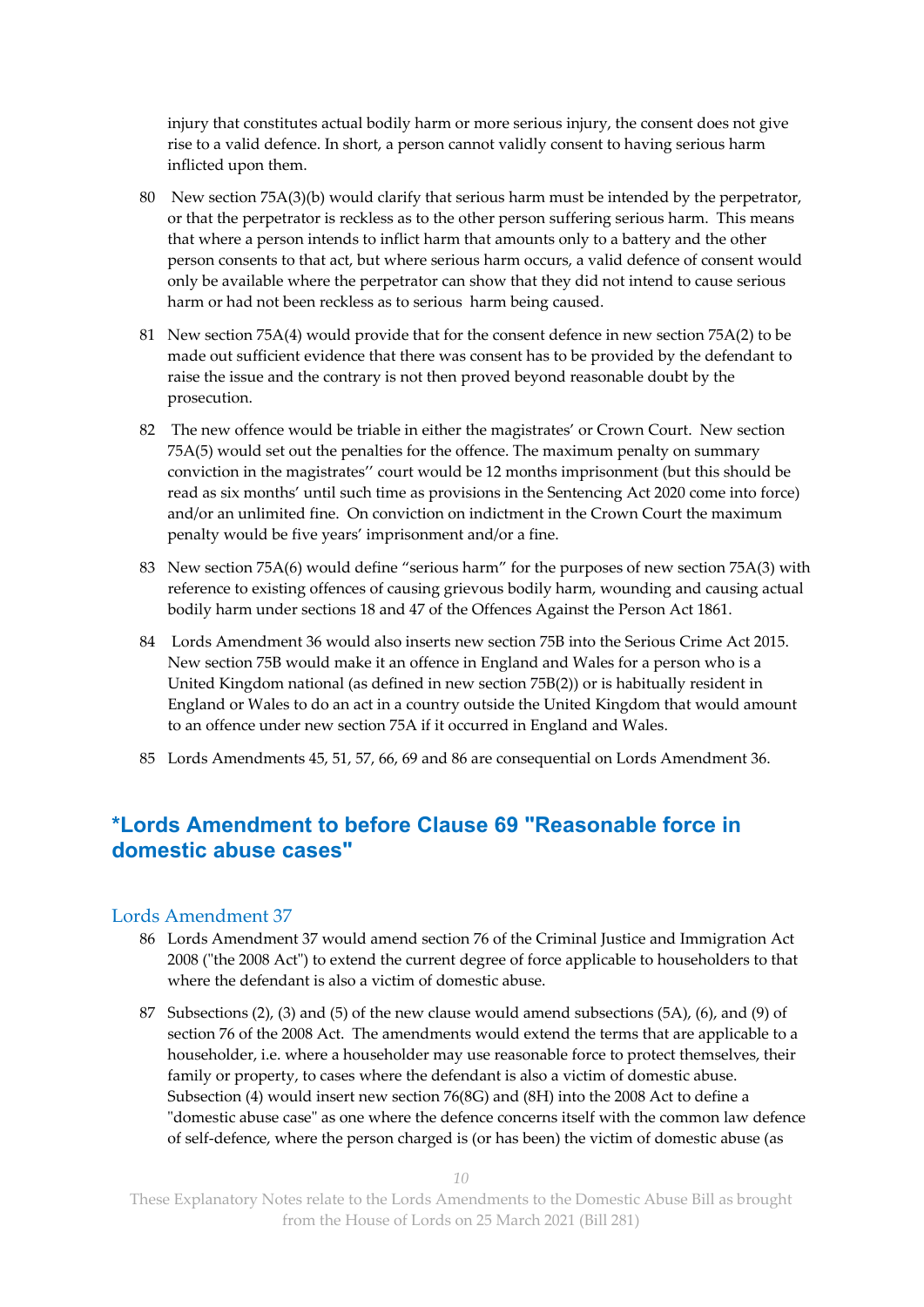injury that constitutes actual bodily harm or more serious injury, the consent does not give rise to a valid defence. In short, a person cannot validly consent to having serious harm inflicted upon them.

80 New section 75A(3)(b) would clarify that serious harm must be intended by the perpetrator, or that the perpetrator is reckless as to the other person suffering serious harm. This means that where a person intends to inflict harm that amounts only to a battery and the other person consents to that act, but where serious harm occurs, a valid defence of consent would only be available where the perpetrator can show that they did not intend to cause serious harm or had not been reckless as to serious harm being caused.

81 New section 75A(4) would provide that for the consent defence in new section 75A(2) to be made out sufficient evidence that there was consent has to be provided by the defendant to raise the issue and the contrary is not then proved beyond reasonable doubt by the prosecution.

82 The new offence would be triable in either the magistrates' or Crown Court. New section 75A(5) would set out the penalties for the offence. The maximum penalty on summary conviction in the magistrates'' court would be 12 months imprisonment (but this should be read as six months' until such time as provisions in the Sentencing Act 2020 come into force) and/or an unlimited fine. On conviction on indictment in the Crown Court the maximum penalty would be five years' imprisonment and/or a fine.

83 New section 75A(6) would define "serious harm" for the purposes of new section 75A(3) with reference to existing offences of causing grievous bodily harm, wounding and causing actual bodily harm under sections 18 and 47 of the Offences Against the Person Act 1861.

84 Lords Amendment 36 would also inserts new section 75B into the Serious Crime Act 2015. New section 75B would make it an offence in England and Wales for a person who is a United Kingdom national (as defined in new section 75B(2)) or is habitually resident in England or Wales to do an act in a country outside the United Kingdom that would amount to an offence under new section 75A if it occurred in England and Wales.

85 Lords Amendments 45, 51, 57, 66, 69 and 86 are consequential on Lords Amendment 36.

## *Lords Amendment to before Clause 69 "Reasonable force in domestic abuse cases"

### Lords Amendment 37

86 Lords Amendment 37 would amend section 76 of the Criminal Justice and Immigration Act 2008 ("the 2008 Act") to extend the current degree of force applicable to householders to that where the defendant is also a victim of domestic abuse.

87 Subsections (2), (3) and (5) of the new clause would amend subsections (5A), (6), and (9) of section 76 of the 2008 Act. The amendments would extend the terms that are applicable to a householder, i.e. where a householder may use reasonable force to protect themselves, their family or property, to cases where the defendant is also a victim of domestic abuse. Subsection (4) would insert new section 76(8G) and (8H) into the 2008 Act to define a "domestic abuse case" as one where the defence concerns itself with the common law defence of self-defence, where the person charged is (or has been) the victim of domestic abuse (as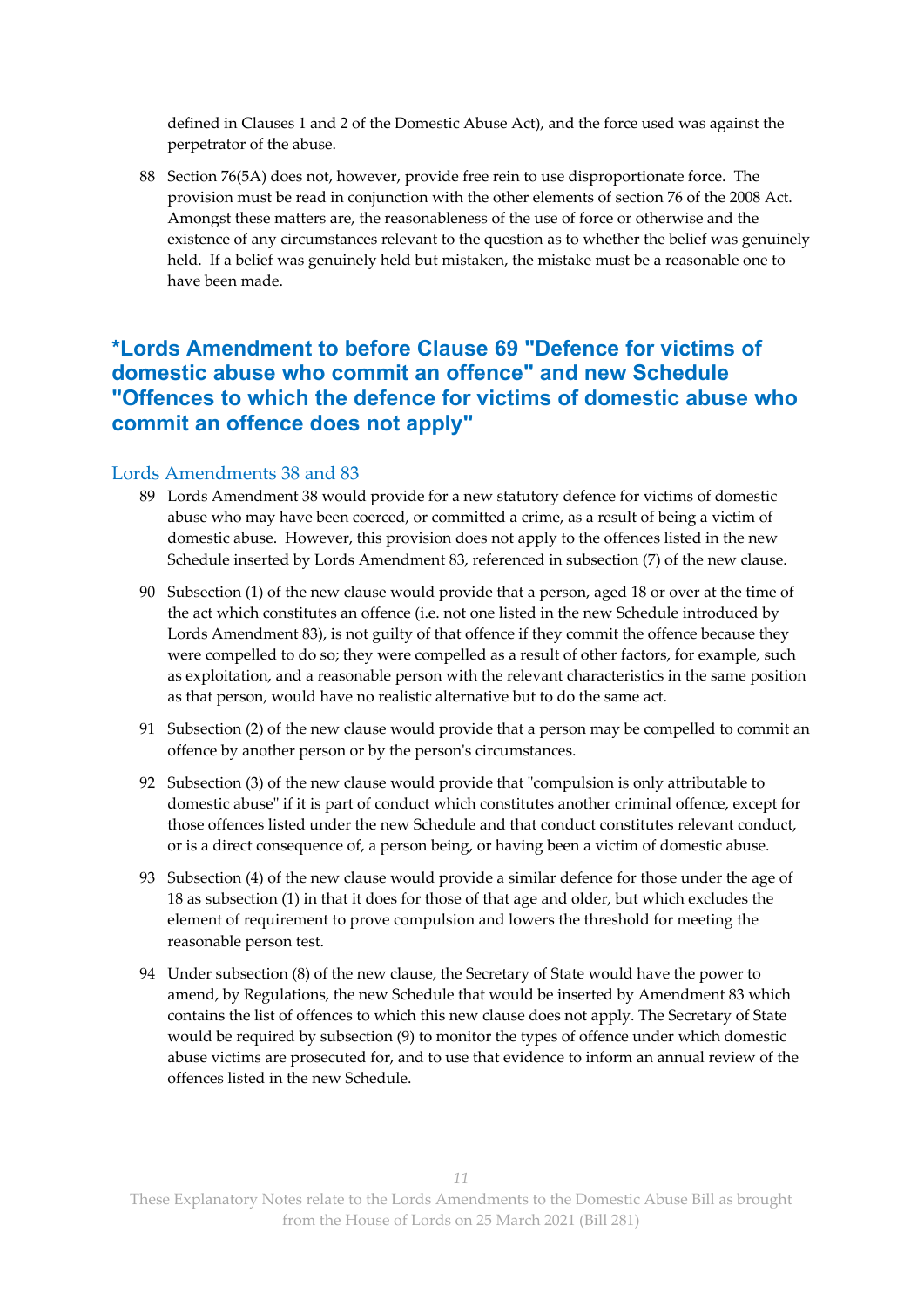defined in Clauses 1 and 2 of the Domestic Abuse Act), and the force used was against the perpetrator of the abuse.

88 Section 76(5A) does not, however, provide free rein to use disproportionate force. The provision must be read in conjunction with the other elements of section 76 of the 2008 Act. Amongst these matters are, the reasonableness of the use of force or otherwise and the existence of any circumstances relevant to the question as to whether the belief was genuinely held. If a belief was genuinely held but mistaken, the mistake must be a reasonable one to have been made.

## *Lords Amendment to before Clause 69 "Defence for victims of domestic abuse who commit an offence" and new Schedule "Offences to which the defence for victims of domestic abuse who commit an offence does not apply"

### Lords Amendments 38 and 83

89 Lords Amendment 38 would provide for a new statutory defence for victims of domestic abuse who may have been coerced, or committed a crime, as a result of being a victim of domestic abuse. However, this provision does not apply to the offences listed in the new Schedule inserted by Lords Amendment 83, referenced in subsection (7) of the new clause.

90 Subsection (1) of the new clause would provide that a person, aged 18 or over at the time of the act which constitutes an offence (i.e. not one listed in the new Schedule introduced by Lords Amendment 83), is not guilty of that offence if they commit the offence because they were compelled to do so; they were compelled as a result of other factors, for example, such as exploitation, and a reasonable person with the relevant characteristics in the same position as that person, would have no realistic alternative but to do the same act.

91 Subsection (2) of the new clause would provide that a person may be compelled to commit an offence by another person or by the person's circumstances.

92 Subsection (3) of the new clause would provide that "compulsion is only attributable to domestic abuse" if it is part of conduct which constitutes another criminal offence, except for those offences listed under the new Schedule and that conduct constitutes relevant conduct, or is a direct consequence of, a person being, or having been a victim of domestic abuse.

93 Subsection (4) of the new clause would provide a similar defence for those under the age of 18 as subsection (1) in that it does for those of that age and older, but which excludes the element of requirement to prove compulsion and lowers the threshold for meeting the reasonable person test.

94 Under subsection (8) of the new clause, the Secretary of State would have the power to amend, by Regulations, the new Schedule that would be inserted by Amendment 83 which contains the list of offences to which this new clause does not apply. The Secretary of State would be required by subsection (9) to monitor the types of offence under which domestic abuse victims are prosecuted for, and to use that evidence to inform an annual review of the offences listed in the new Schedule.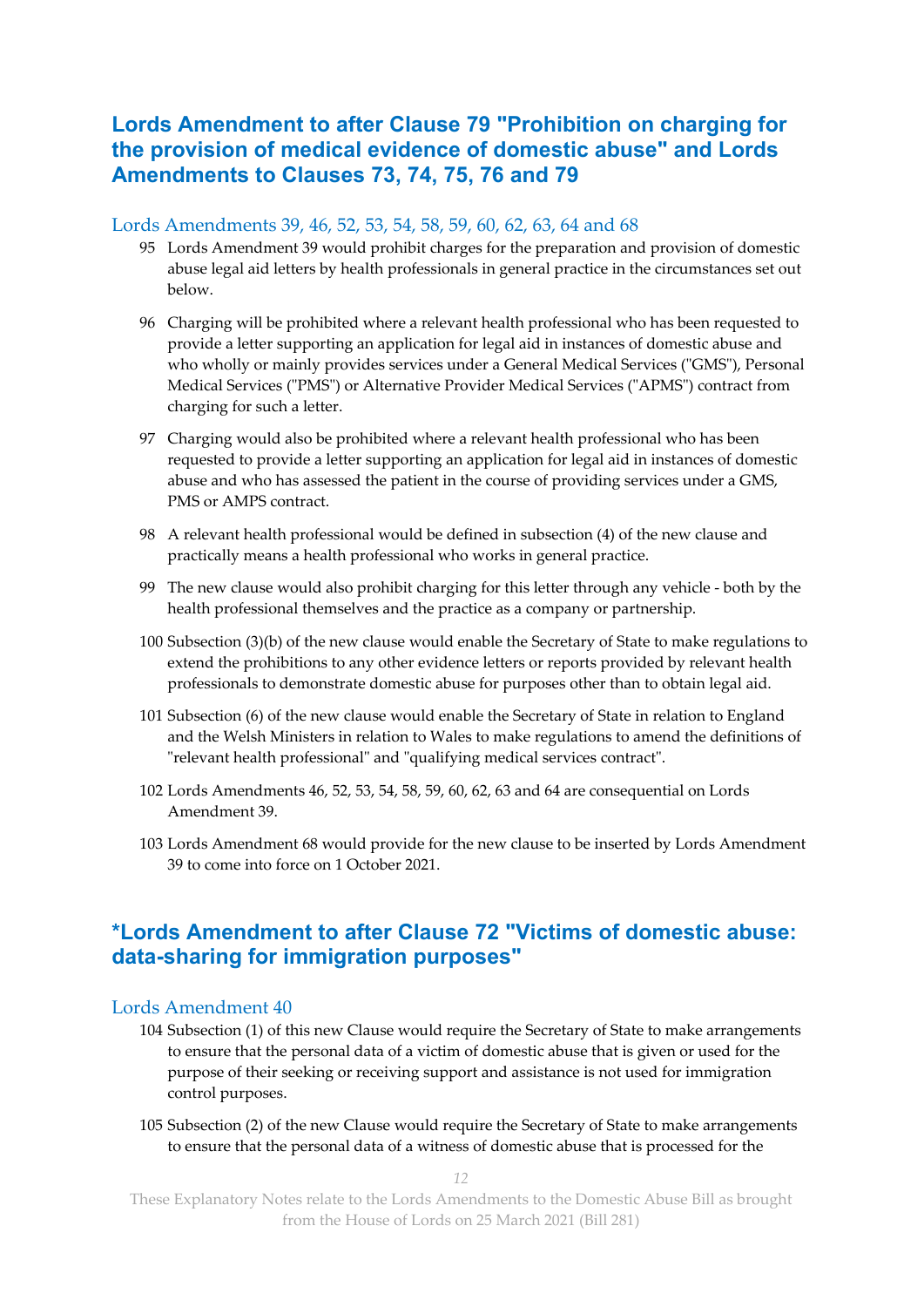## Lords Amendment to after Clause 79 "Prohibition on charging for the provision of medical evidence of domestic abuse" and Lords Amendments to Clauses 73, 74, 75, 76 and 79

### Lords Amendments 39, 46, 52, 53, 54, 58, 59, 60, 62, 63, 64 and 68

95 Lords Amendment 39 would prohibit charges for the preparation and provision of domestic abuse legal aid letters by health professionals in general practice in the circumstances set out below.

96 Charging will be prohibited where a relevant health professional who has been requested to provide a letter supporting an application for legal aid in instances of domestic abuse and who wholly or mainly provides services under a General Medical Services ("GMS"), Personal Medical Services ("PMS") or Alternative Provider Medical Services ("APMS") contract from charging for such a letter.

97 Charging would also be prohibited where a relevant health professional who has been requested to provide a letter supporting an application for legal aid in instances of domestic abuse and who has assessed the patient in the course of providing services under a GMS, PMS or AMPS contract.

98 A relevant health professional would be defined in subsection (4) of the new clause and practically means a health professional who works in general practice.

99 The new clause would also prohibit charging for this letter through any vehicle - both by the health professional themselves and the practice as a company or partnership.

100 Subsection (3)(b) of the new clause would enable the Secretary of State to make regulations to extend the prohibitions to any other evidence letters or reports provided by relevant health professionals to demonstrate domestic abuse for purposes other than to obtain legal aid.

101 Subsection (6) of the new clause would enable the Secretary of State in relation to England and the Welsh Ministers in relation to Wales to make regulations to amend the definitions of "relevant health professional" and "qualifying medical services contract".

102 Lords Amendments 46, 52, 53, 54, 58, 59, 60, 62, 63 and 64 are consequential on Lords Amendment 39.

103 Lords Amendment 68 would provide for the new clause to be inserted by Lords Amendment 39 to come into force on 1 October 2021.

## *Lords Amendment to after Clause 72 "Victims of domestic abuse: data-sharing for immigration purposes"

### Lords Amendment 40

104 Subsection (1) of this new Clause would require the Secretary of State to make arrangements to ensure that the personal data of a victim of domestic abuse that is given or used for the purpose of their seeking or receiving support and assistance is not used for immigration control purposes.

105 Subsection (2) of the new Clause would require the Secretary of State to make arrangements to ensure that the personal data of a witness of domestic abuse that is processed for the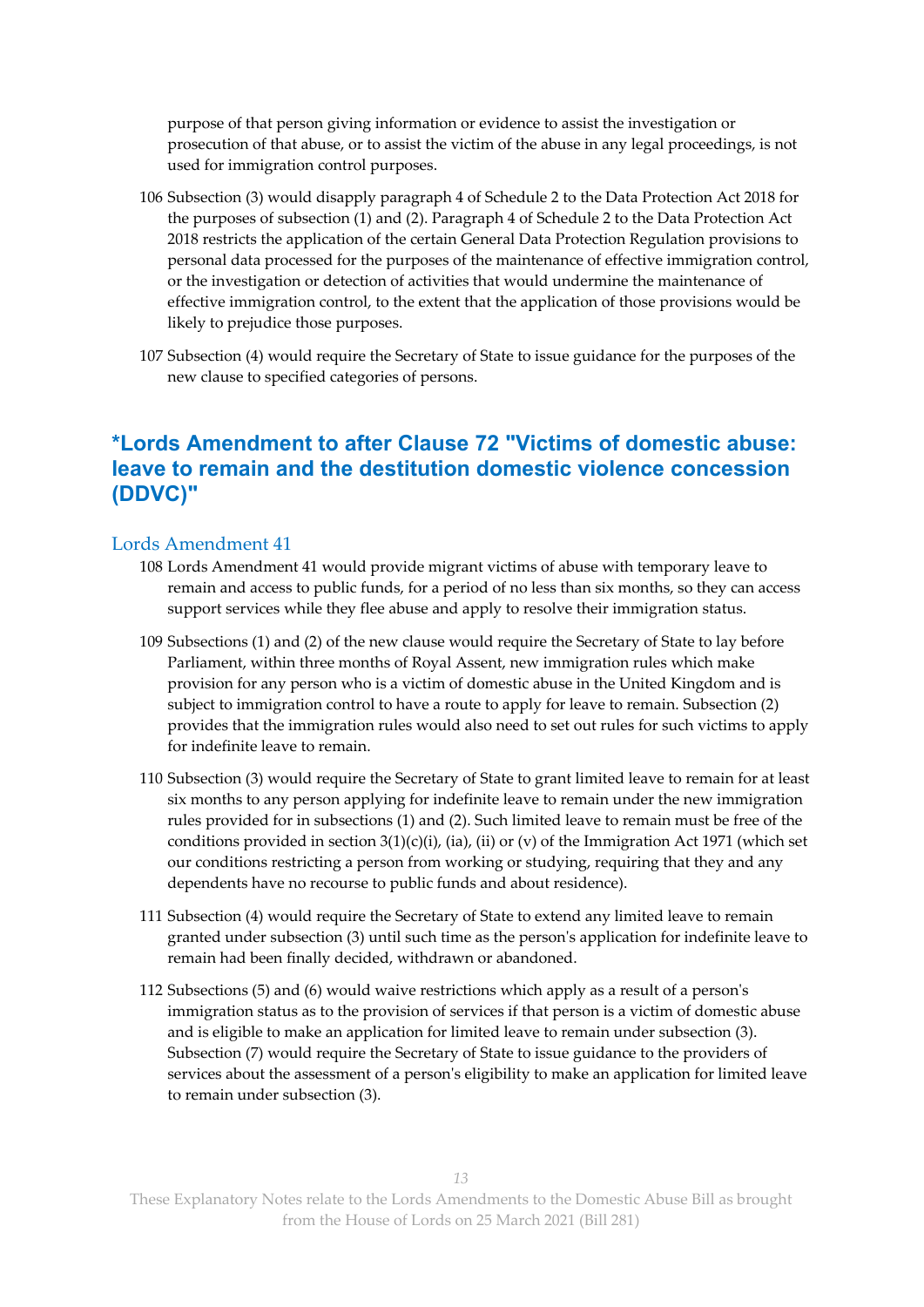purpose of that person giving information or evidence to assist the investigation or prosecution of that abuse, or to assist the victim of the abuse in any legal proceedings, is not used for immigration control purposes.

106 Subsection (3) would disapply paragraph 4 of Schedule 2 to the Data Protection Act 2018 for the purposes of subsection (1) and (2). Paragraph 4 of Schedule 2 to the Data Protection Act 2018 restricts the application of the certain General Data Protection Regulation provisions to personal data processed for the purposes of the maintenance of effective immigration control, or the investigation or detection of activities that would undermine the maintenance of effective immigration control, to the extent that the application of those provisions would be likely to prejudice those purposes.

107 Subsection (4) would require the Secretary of State to issue guidance for the purposes of the new clause to specified categories of persons.

## *Lords Amendment to after Clause 72 "Victims of domestic abuse: leave to remain and the destitution domestic violence concession (DDVC)"

### Lords Amendment 41

108 Lords Amendment 41 would provide migrant victims of abuse with temporary leave to remain and access to public funds, for a period of no less than six months, so they can access support services while they flee abuse and apply to resolve their immigration status.

109 Subsections (1) and (2) of the new clause would require the Secretary of State to lay before Parliament, within three months of Royal Assent, new immigration rules which make provision for any person who is a victim of domestic abuse in the United Kingdom and is subject to immigration control to have a route to apply for leave to remain. Subsection (2) provides that the immigration rules would also need to set out rules for such victims to apply for indefinite leave to remain.

110 Subsection (3) would require the Secretary of State to grant limited leave to remain for at least six months to any person applying for indefinite leave to remain under the new immigration rules provided for in subsections (1) and (2). Such limited leave to remain must be free of the conditions provided in section 3(1)(c)(i), (ia), (ii) or (v) of the Immigration Act 1971 (which set our conditions restricting a person from working or studying, requiring that they and any dependents have no recourse to public funds and about residence).

111 Subsection (4) would require the Secretary of State to extend any limited leave to remain granted under subsection (3) until such time as the person's application for indefinite leave to remain had been finally decided, withdrawn or abandoned.

112 Subsections (5) and (6) would waive restrictions which apply as a result of a person's immigration status as to the provision of services if that person is a victim of domestic abuse and is eligible to make an application for limited leave to remain under subsection (3). Subsection (7) would require the Secretary of State to issue guidance to the providers of services about the assessment of a person's eligibility to make an application for limited leave to remain under subsection (3).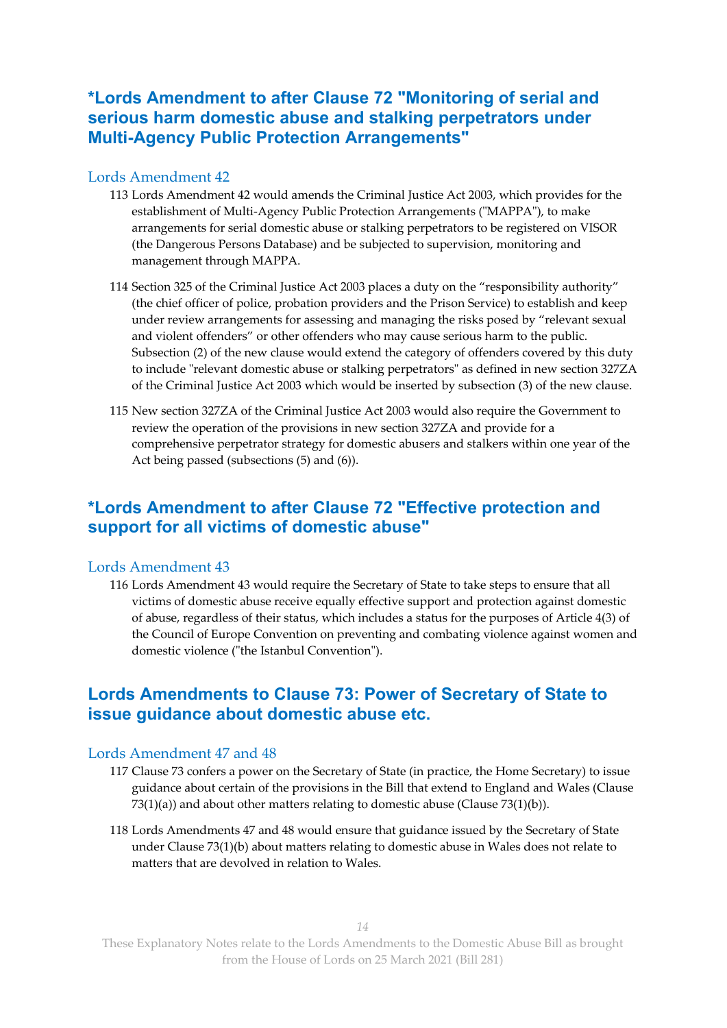## *Lords Amendment to after Clause 72 "Monitoring of serial and serious harm domestic abuse and stalking perpetrators under Multi-Agency Public Protection Arrangements"

### Lords Amendment 42

113 Lords Amendment 42 would amends the Criminal Justice Act 2003, which provides for the establishment of Multi-Agency Public Protection Arrangements ("MAPPA"), to make arrangements for serial domestic abuse or stalking perpetrators to be registered on VISOR (the Dangerous Persons Database) and be subjected to supervision, monitoring and management through MAPPA.

114 Section 325 of the Criminal Justice Act 2003 places a duty on the "responsibility authority" (the chief officer of police, probation providers and the Prison Service) to establish and keep under review arrangements for assessing and managing the risks posed by "relevant sexual and violent offenders" or other offenders who may cause serious harm to the public. Subsection (2) of the new clause would extend the category of offenders covered by this duty to include "relevant domestic abuse or stalking perpetrators" as defined in new section 327ZA of the Criminal Justice Act 2003 which would be inserted by subsection (3) of the new clause.

115 New section 327ZA of the Criminal Justice Act 2003 would also require the Government to review the operation of the provisions in new section 327ZA and provide for a comprehensive perpetrator strategy for domestic abusers and stalkers within one year of the Act being passed (subsections (5) and (6)).

## *Lords Amendment to after Clause 72 "Effective protection and support for all victims of domestic abuse"

### Lords Amendment 43

116 Lords Amendment 43 would require the Secretary of State to take steps to ensure that all victims of domestic abuse receive equally effective support and protection against domestic of abuse, regardless of their status, which includes a status for the purposes of Article 4(3) of the Council of Europe Convention on preventing and combating violence against women and domestic violence ("the Istanbul Convention").

## Lords Amendments to Clause 73: Power of Secretary of State to issue guidance about domestic abuse etc.

### Lords Amendment 47 and 48

117 Clause 73 confers a power on the Secretary of State (in practice, the Home Secretary) to issue guidance about certain of the provisions in the Bill that extend to England and Wales (Clause 73(1)(a)) and about other matters relating to domestic abuse (Clause 73(1)(b)).

118 Lords Amendments 47 and 48 would ensure that guidance issued by the Secretary of State under Clause 73(1)(b) about matters relating to domestic abuse in Wales does not relate to matters that are devolved in relation to Wales.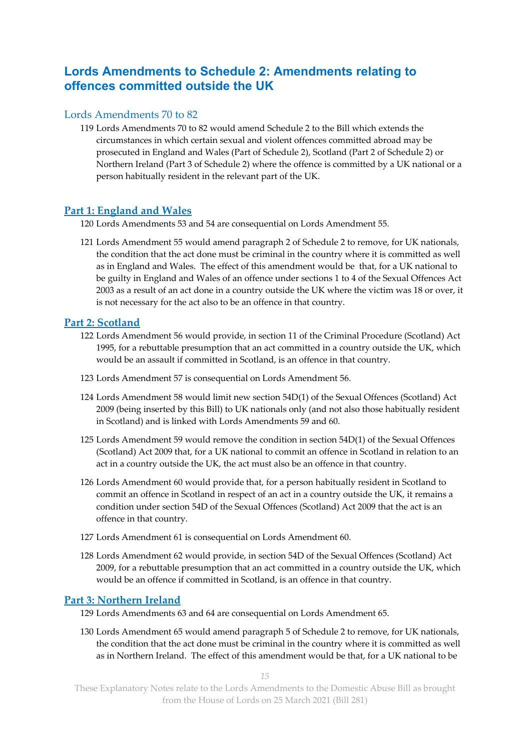## Lords Amendments to Schedule 2: Amendments relating to offences committed outside the UK

### Lords Amendments 70 to 82

119 Lords Amendments 70 to 82 would amend Schedule 2 to the Bill which extends the circumstances in which certain sexual and violent offences committed abroad may be prosecuted in England and Wales (Part of Schedule 2), Scotland (Part 2 of Schedule 2) or Northern Ireland (Part 3 of Schedule 2) where the offence is committed by a UK national or a person habitually resident in the relevant part of the UK.

### Part 1: England and Wales

120 Lords Amendments 53 and 54 are consequential on Lords Amendment 55.

121 Lords Amendment 55 would amend paragraph 2 of Schedule 2 to remove, for UK nationals, the condition that the act done must be criminal in the country where it is committed as well as in England and Wales. The effect of this amendment would be that, for a UK national to be guilty in England and Wales of an offence under sections 1 to 4 of the Sexual Offences Act 2003 as a result of an act done in a country outside the UK where the victim was 18 or over, it is not necessary for the act also to be an offence in that country.

### Part 2: Scotland

122 Lords Amendment 56 would provide, in section 11 of the Criminal Procedure (Scotland) Act 1995, for a rebuttable presumption that an act committed in a country outside the UK, which would be an assault if committed in Scotland, is an offence in that country.

123 Lords Amendment 57 is consequential on Lords Amendment 56.

124 Lords Amendment 58 would limit new section 54D(1) of the Sexual Offences (Scotland) Act 2009 (being inserted by this Bill) to UK nationals only (and not also those habitually resident in Scotland) and is linked with Lords Amendments 59 and 60.

125 Lords Amendment 59 would remove the condition in section 54D(1) of the Sexual Offences (Scotland) Act 2009 that, for a UK national to commit an offence in Scotland in relation to an act in a country outside the UK, the act must also be an offence in that country.

126 Lords Amendment 60 would provide that, for a person habitually resident in Scotland to commit an offence in Scotland in respect of an act in a country outside the UK, it remains a condition under section 54D of the Sexual Offences (Scotland) Act 2009 that the act is an offence in that country.

127 Lords Amendment 61 is consequential on Lords Amendment 60.

128 Lords Amendment 62 would provide, in section 54D of the Sexual Offences (Scotland) Act 2009, for a rebuttable presumption that an act committed in a country outside the UK, which would be an offence if committed in Scotland, is an offence in that country.

### Part 3: Northern Ireland

129 Lords Amendments 63 and 64 are consequential on Lords Amendment 65.

130 Lords Amendment 65 would amend paragraph 5 of Schedule 2 to remove, for UK nationals, the condition that the act done must be criminal in the country where it is committed as well as in Northern Ireland. The effect of this amendment would be that, for a UK national to be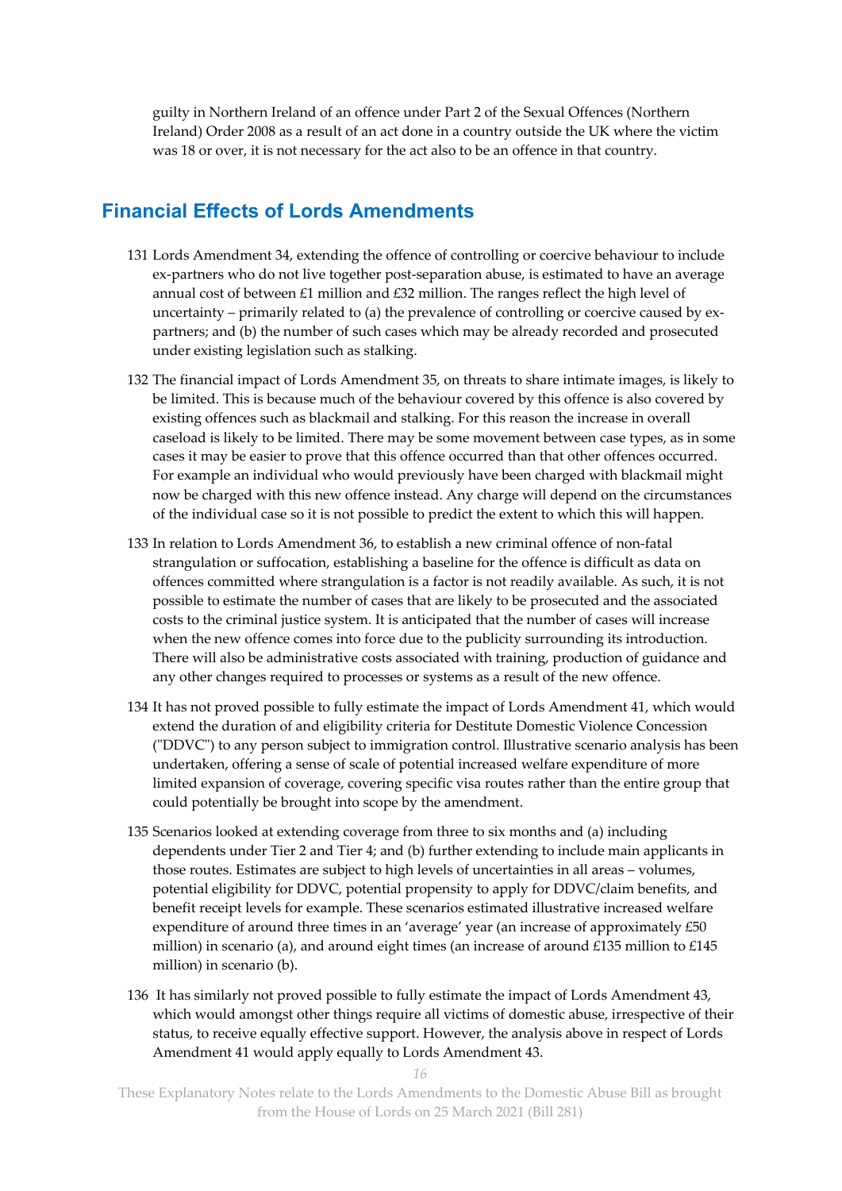guilty in Northern Ireland of an offence under Part 2 of the Sexual Offences (Northern Ireland) Order 2008 as a result of an act done in a country outside the UK where the victim was 18 or over, it is not necessary for the act also to be an offence in that country.

## Financial Effects of Lords Amendments

131 Lords Amendment 34, extending the offence of controlling or coercive behaviour to include ex-partners who do not live together post-separation abuse, is estimated to have an average annual cost of between £1 million and £32 million. The ranges reflect the high level of uncertainty – primarily related to (a) the prevalence of controlling or coercive caused by ex-partners; and (b) the number of such cases which may be already recorded and prosecuted under existing legislation such as stalking.

132 The financial impact of Lords Amendment 35, on threats to share intimate images, is likely to be limited. This is because much of the behaviour covered by this offence is also covered by existing offences such as blackmail and stalking. For this reason the increase in overall caseload is likely to be limited. There may be some movement between case types, as in some cases it may be easier to prove that this offence occurred than that other offences occurred. For example an individual who would previously have been charged with blackmail might now be charged with this new offence instead. Any charge will depend on the circumstances of the individual case so it is not possible to predict the extent to which this will happen.

133 In relation to Lords Amendment 36, to establish a new criminal offence of non-fatal strangulation or suffocation, establishing a baseline for the offence is difficult as data on offences committed where strangulation is a factor is not readily available. As such, it is not possible to estimate the number of cases that are likely to be prosecuted and the associated costs to the criminal justice system. It is anticipated that the number of cases will increase when the new offence comes into force due to the publicity surrounding its introduction. There will also be administrative costs associated with training, production of guidance and any other changes required to processes or systems as a result of the new offence.

134 It has not proved possible to fully estimate the impact of Lords Amendment 41, which would extend the duration of and eligibility criteria for Destitute Domestic Violence Concession ("DDVC") to any person subject to immigration control. Illustrative scenario analysis has been undertaken, offering a sense of scale of potential increased welfare expenditure of more limited expansion of coverage, covering specific visa routes rather than the entire group that could potentially be brought into scope by the amendment.

135 Scenarios looked at extending coverage from three to six months and (a) including dependents under Tier 2 and Tier 4; and (b) further extending to include main applicants in those routes. Estimates are subject to high levels of uncertainties in all areas – volumes, potential eligibility for DDVC, potential propensity to apply for DDVC/claim benefits, and benefit receipt levels for example. These scenarios estimated illustrative increased welfare expenditure of around three times in an 'average' year (an increase of approximately £50 million) in scenario (a), and around eight times (an increase of around £135 million to £145 million) in scenario (b).

136 It has similarly not proved possible to fully estimate the impact of Lords Amendment 43, which would amongst other things require all victims of domestic abuse, irrespective of their status, to receive equally effective support. However, the analysis above in respect of Lords Amendment 41 would apply equally to Lords Amendment 43.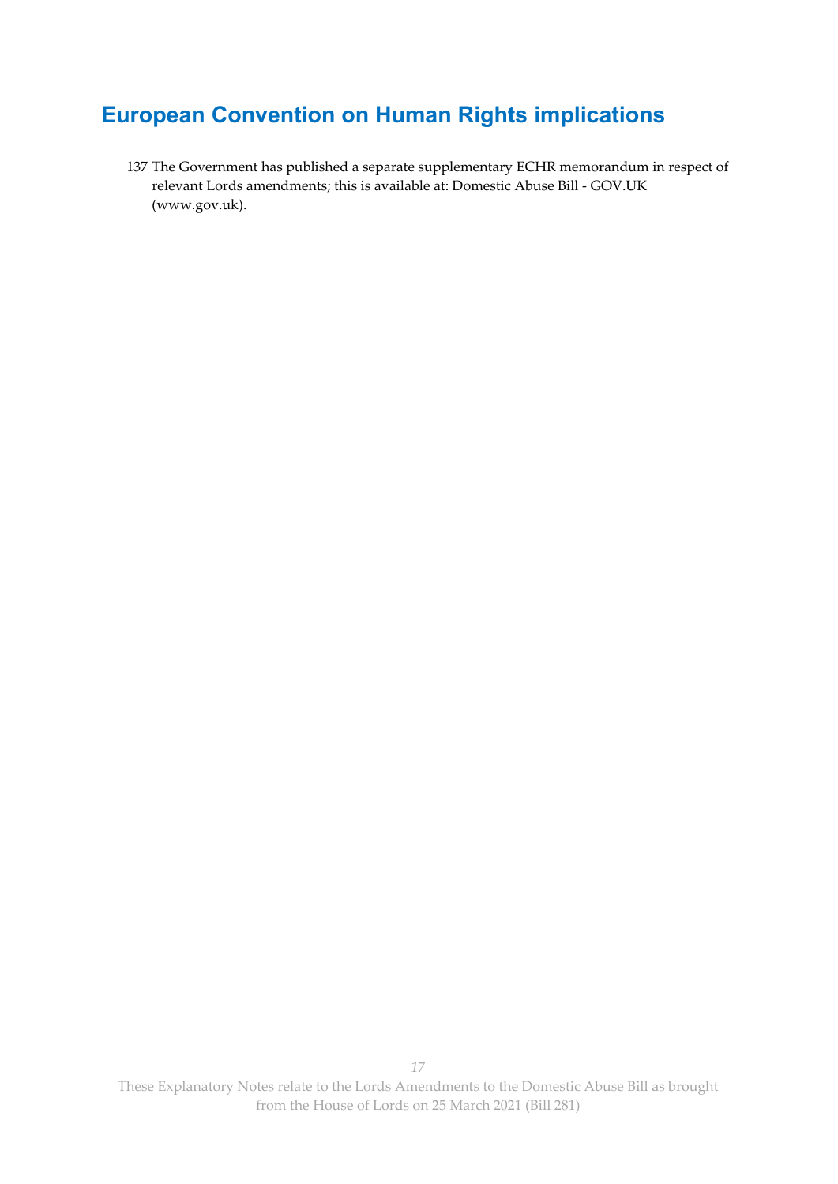## European Convention on Human Rights implications

137 The Government has published a separate supplementary ECHR memorandum in respect of relevant Lords amendments; this is available at: Domestic Abuse Bill - GOV.UK (www.gov.uk).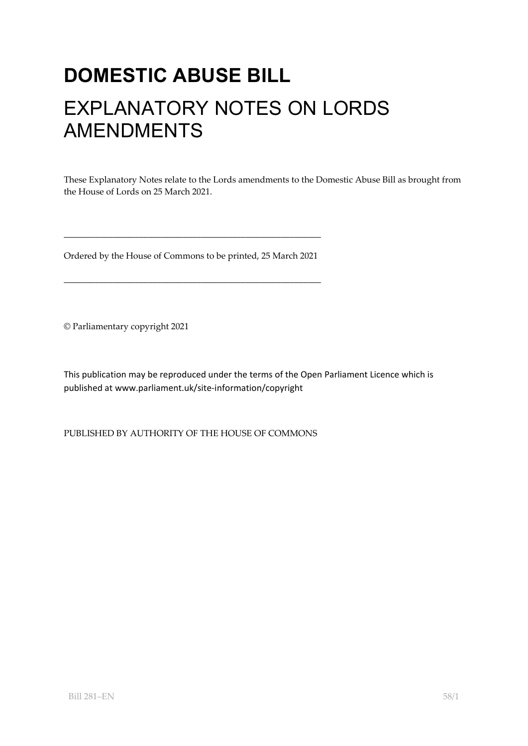# DOMESTIC ABUSE BILL

# EXPLANATORY NOTES ON LORDS AMENDMENTS

These Explanatory Notes relate to the Lords amendments to the Domestic Abuse Bill as brought from the House of Lords on 25 March 2021.

---

Ordered by the House of Commons to be printed, 25 March 2021

---

© Parliamentary copyright 2021

This publication may be reproduced under the terms of the Open Parliament Licence which is published at www.parliament.uk/site-information/copyright

PUBLISHED BY AUTHORITY OF THE HOUSE OF COMMONS

Bill 281–EN 58/1